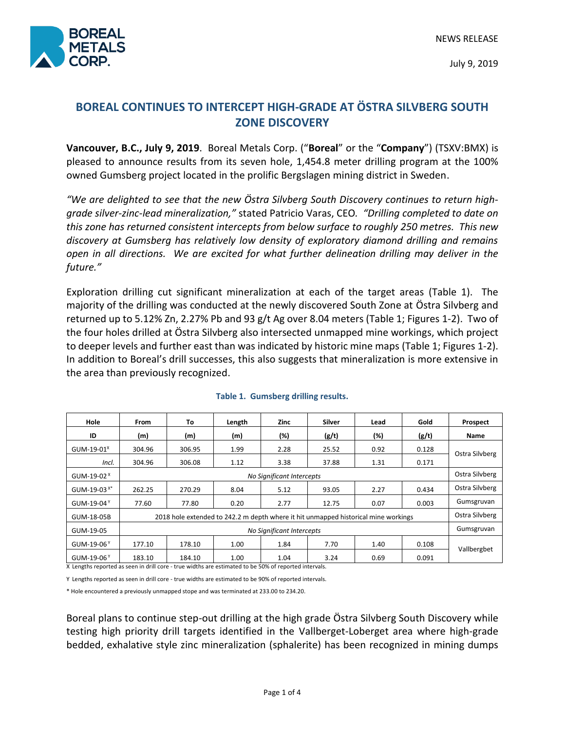NEWS RELEASE

July 9, 2019

# BOREAL CONTINUES TO INTERCEPT HIGH-GRADE AT ÖSTRA SILVBERG SOUTH ZONE DISCOVERY

**Vancouver, B.C., July 9, 2019**. Boreal Metals Corp. ("**Boreal**" or the "**Company**") (TSXV:BMX) is pleased to announce results from its seven hole, 1,454.8 meter drilling program at the 100% owned Gumsberg project located in the prolific Bergslagen mining district in Sweden.

*"We are delighted to see that the new Östra Silvberg South Discovery continues to return high-grade silver-zinc-lead mineralization,"* stated Patricio Varas, CEO. *"Drilling completed to date on this zone has returned consistent intercepts from below surface to roughly 250 metres. This new discovery at Gumsberg has relatively low density of exploratory diamond drilling and remains open in all directions. We are excited for what further delineation drilling may deliver in the future."*

Exploration drilling cut significant mineralization at each of the target areas (Table 1). The majority of the drilling was conducted at the newly discovered South Zone at Östra Silvberg and returned up to 5.12% Zn, 2.27% Pb and 93 g/t Ag over 8.04 meters (Table 1; Figures 1-2). Two of the four holes drilled at Östra Silvberg also intersected unmapped mine workings, which project to deeper levels and further east than was indicated by historic mine maps (Table 1; Figures 1-2). In addition to Boreal's drill successes, this also suggests that mineralization is more extensive in the area than previously recognized.

**Table 1. Gumsberg drilling results.**

| Hole | From | To | Length | Zinc | Silver | Lead | Gold | Prospect |
|---|---|---|---|---|---|---|---|---|
| ID | (m) | (m) | (m) | (%) | (g/t) | (%) | (g/t) | Name |
| GUM-19-01[X] | 304.96 | 306.95 | 1.99 | 2.28 | 25.52 | 0.92 | 0.128 | Ostra Silvberg |
| *Incl.* | 304.96 | 306.08 | 1.12 | 3.38 | 37.88 | 1.31 | 0.171 | |
| GUM-19-02[X] | *No Significant Intercepts* | | | | | | | Ostra Silvberg |
| GUM-19-03[X*] | 262.25 | 270.29 | 8.04 | 5.12 | 93.05 | 2.27 | 0.434 | Ostra Silvberg |
| GUM-19-04[Y] | 77.60 | 77.80 | 0.20 | 2.77 | 12.75 | 0.07 | 0.003 | Gumsgruvan |
| GUM-18-05B | 2018 hole extended to 242.2 m depth where it hit unmapped historical mine workings | | | | | | | Ostra Silvberg |
| GUM-19-05 | *No Significant Intercepts* | | | | | | | Gumsgruvan |
| GUM-19-06[Y] | 177.10 | 178.10 | 1.00 | 1.84 | 7.70 | 1.40 | 0.108 | Vallbergbet |
| GUM-19-06[Y] | 183.10 | 184.10 | 1.00 | 1.04 | 3.24 | 0.69 | 0.091 | |

X Lengths reported as seen in drill core - true widths are estimated to be 50% of reported intervals.

Y Lengths reported as seen in drill core - true widths are estimated to be 90% of reported intervals.

* Hole encountered a previously unmapped stope and was terminated at 233.00 to 234.20.

Boreal plans to continue step-out drilling at the high grade Östra Silvberg South Discovery while testing high priority drill targets identified in the Vallberget-Loberget area where high-grade bedded, exhalative style zinc mineralization (sphalerite) has been recognized in mining dumps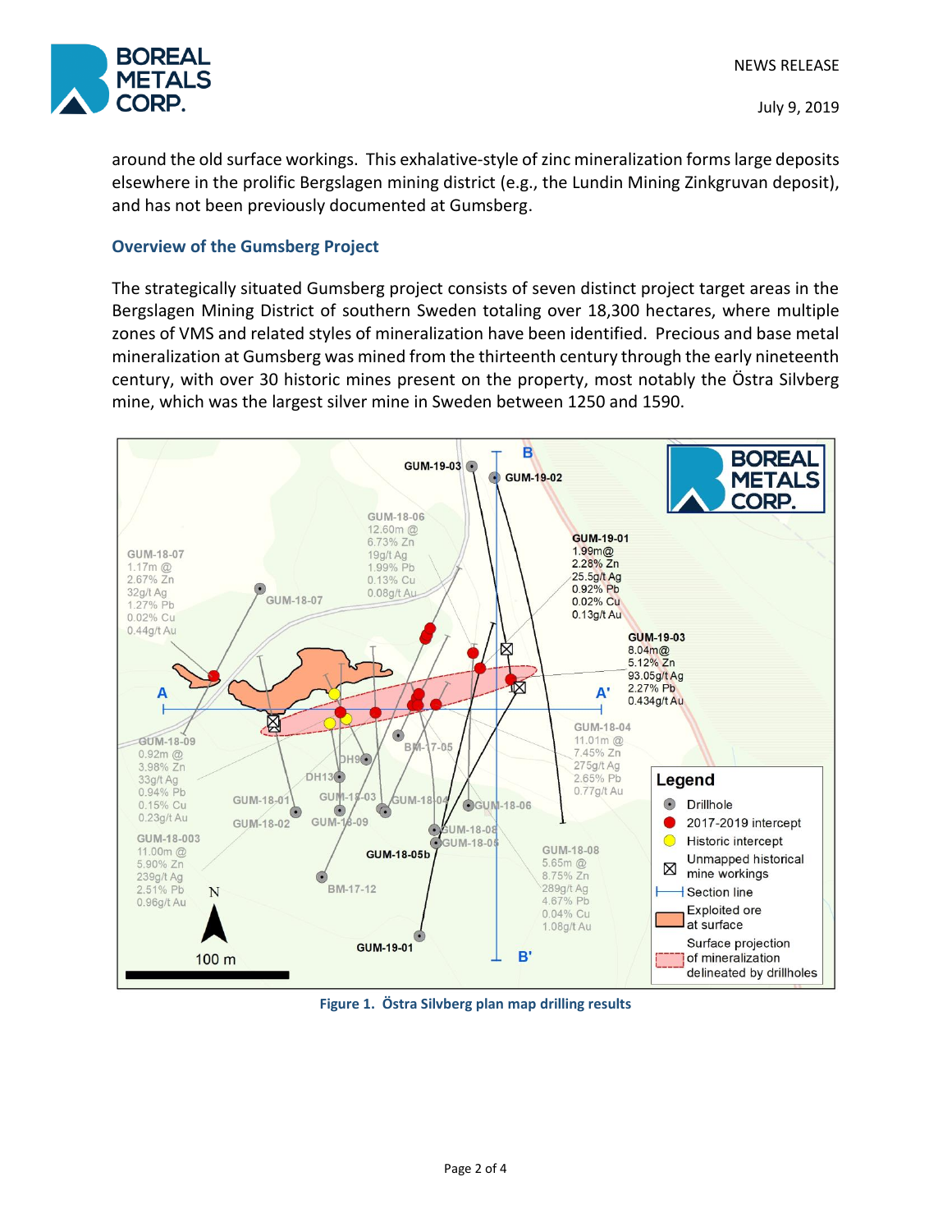around the old surface workings. This exhalative-style of zinc mineralization forms large deposits elsewhere in the prolific Bergslagen mining district (e.g., the Lundin Mining Zinkgruvan deposit), and has not been previously documented at Gumsberg.

## Overview of the Gumsberg Project

The strategically situated Gumsberg project consists of seven distinct project target areas in the Bergslagen Mining District of southern Sweden totaling over 18,300 hectares, where multiple zones of VMS and related styles of mineralization have been identified. Precious and base metal mineralization at Gumsberg was mined from the thirteenth century through the early nineteenth century, with over 30 historic mines present on the property, most notably the Östra Silvberg mine, which was the largest silver mine in Sweden between 1250 and 1590.

**Figure 1. Östra Silvberg plan map drilling results**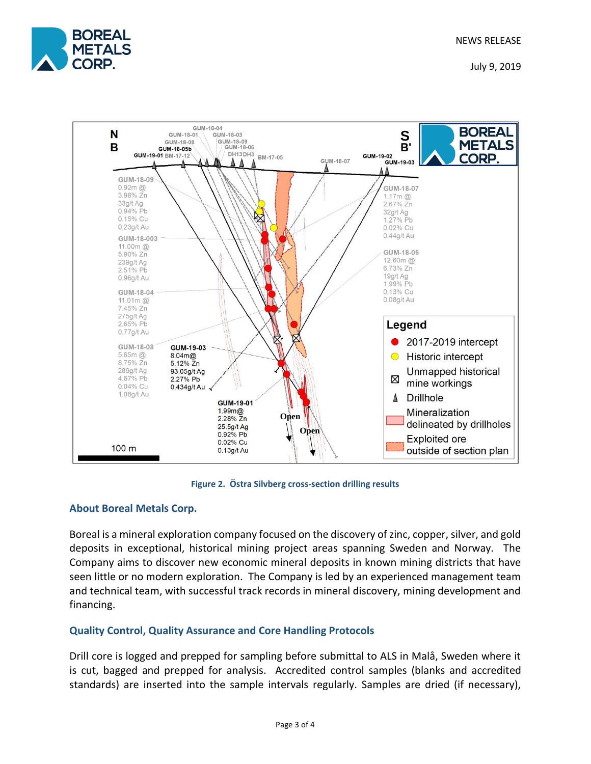Figure 2. Östra Silvberg cross-section drilling results

## About Boreal Metals Corp.

Boreal is a mineral exploration company focused on the discovery of zinc, copper, silver, and gold deposits in exceptional, historical mining project areas spanning Sweden and Norway. The Company aims to discover new economic mineral deposits in known mining districts that have seen little or no modern exploration. The Company is led by an experienced management team and technical team, with successful track records in mineral discovery, mining development and financing.

## Quality Control, Quality Assurance and Core Handling Protocols

Drill core is logged and prepped for sampling before submittal to ALS in Malå, Sweden where it is cut, bagged and prepped for analysis. Accredited control samples (blanks and accredited standards) are inserted into the sample intervals regularly. Samples are dried (if necessary),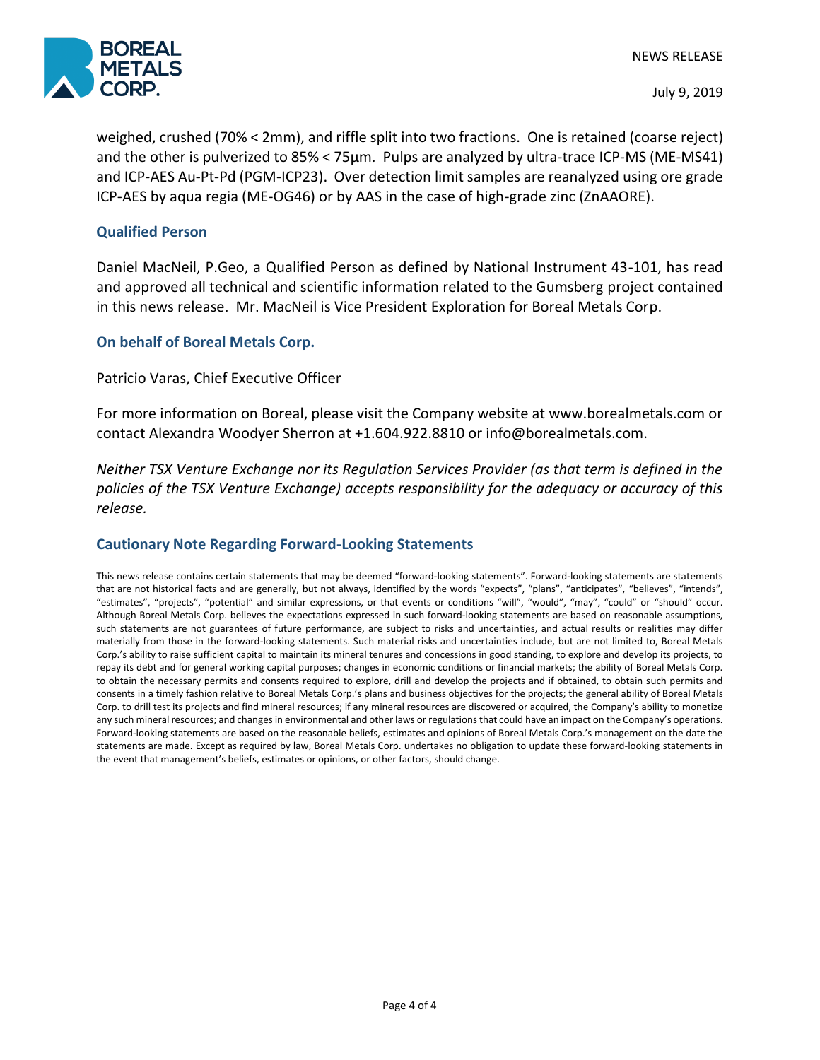weighed, crushed (70% < 2mm), and riffle split into two fractions. One is retained (coarse reject) and the other is pulverized to 85% < 75µm. Pulps are analyzed by ultra-trace ICP-MS (ME-MS41) and ICP-AES Au-Pt-Pd (PGM-ICP23). Over detection limit samples are reanalyzed using ore grade ICP-AES by aqua regia (ME-OG46) or by AAS in the case of high-grade zinc (ZnAAORE).

## Qualified Person

Daniel MacNeil, P.Geo, a Qualified Person as defined by National Instrument 43-101, has read and approved all technical and scientific information related to the Gumsberg project contained in this news release. Mr. MacNeil is Vice President Exploration for Boreal Metals Corp.

## On behalf of Boreal Metals Corp.

Patricio Varas, Chief Executive Officer

For more information on Boreal, please visit the Company website at www.borealmetals.com or contact Alexandra Woodyer Sherron at +1.604.922.8810 or info@borealmetals.com.

*Neither TSX Venture Exchange nor its Regulation Services Provider (as that term is defined in the policies of the TSX Venture Exchange) accepts responsibility for the adequacy or accuracy of this release.*

## Cautionary Note Regarding Forward-Looking Statements

This news release contains certain statements that may be deemed "forward-looking statements". Forward-looking statements are statements that are not historical facts and are generally, but not always, identified by the words "expects", "plans", "anticipates", "believes", "intends", "estimates", "projects", "potential" and similar expressions, or that events or conditions "will", "would", "may", "could" or "should" occur. Although Boreal Metals Corp. believes the expectations expressed in such forward-looking statements are based on reasonable assumptions, such statements are not guarantees of future performance, are subject to risks and uncertainties, and actual results or realities may differ materially from those in the forward-looking statements. Such material risks and uncertainties include, but are not limited to, Boreal Metals Corp.'s ability to raise sufficient capital to maintain its mineral tenures and concessions in good standing, to explore and develop its projects, to repay its debt and for general working capital purposes; changes in economic conditions or financial markets; the ability of Boreal Metals Corp. to obtain the necessary permits and consents required to explore, drill and develop the projects and if obtained, to obtain such permits and consents in a timely fashion relative to Boreal Metals Corp.'s plans and business objectives for the projects; the general ability of Boreal Metals Corp. to drill test its projects and find mineral resources; if any mineral resources are discovered or acquired, the Company's ability to monetize any such mineral resources; and changes in environmental and other laws or regulations that could have an impact on the Company's operations. Forward-looking statements are based on the reasonable beliefs, estimates and opinions of Boreal Metals Corp.'s management on the date the statements are made. Except as required by law, Boreal Metals Corp. undertakes no obligation to update these forward-looking statements in the event that management's beliefs, estimates or opinions, or other factors, should change.